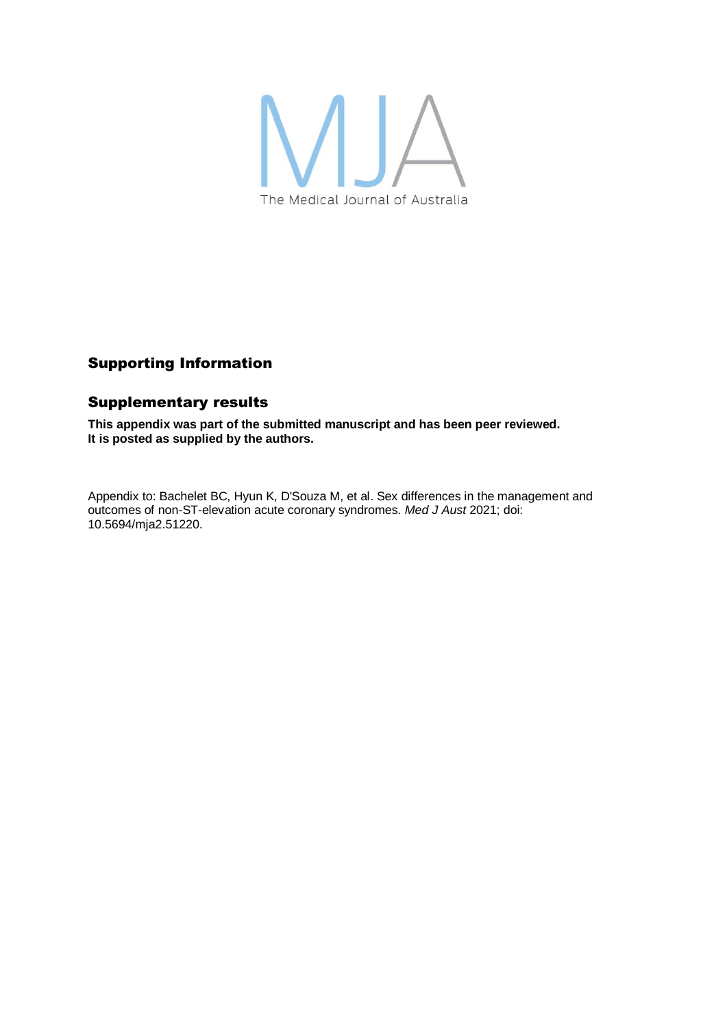MJA

The Medical Journal of Australia

## Supporting Information

## Supplementary results

**This appendix was part of the submitted manuscript and has been peer reviewed. It is posted as supplied by the authors.**

Appendix to: Bachelet BC, Hyun K, D'Souza M, et al. Sex differences in the management and outcomes of non-ST-elevation acute coronary syndromes. *Med J Aust* 2021; doi: 10.5694/mja2.51220.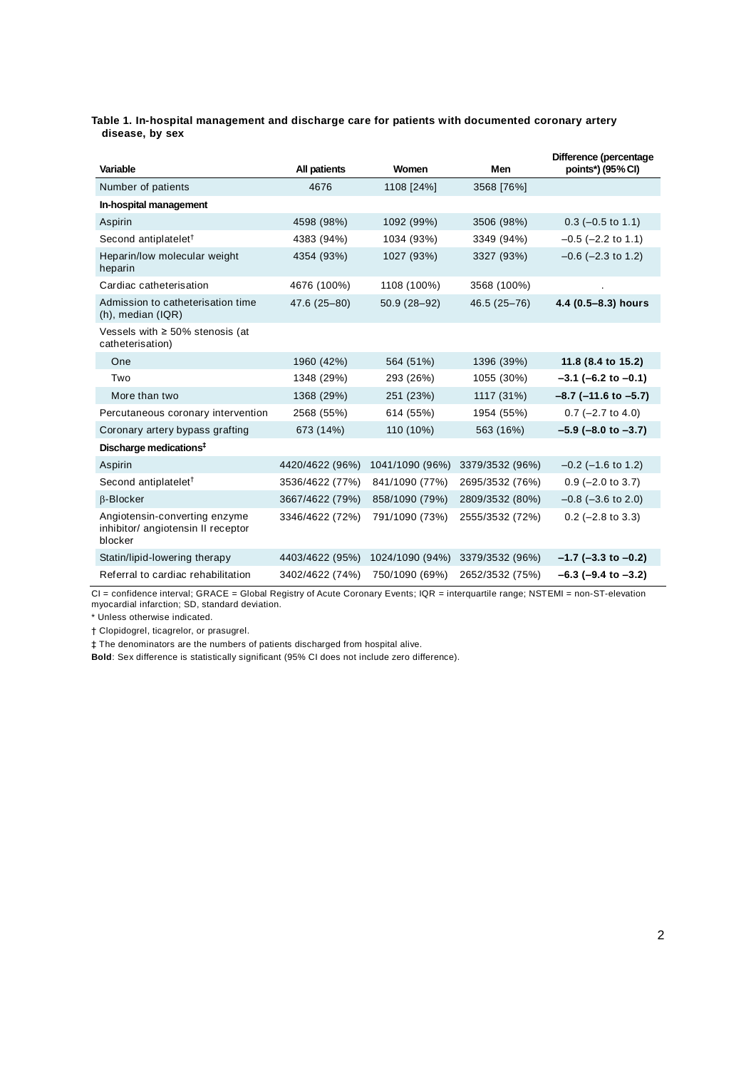**Table 1. In-hospital management and discharge care for patients with documented coronary artery disease, by sex**

| Variable | All patients | Women | Men | Difference (percentage points*) (95% CI) |
|---|---|---|---|---|
| Number of patients | 4676 | 1108 [24%] | 3568 [76%] | |
| **In-hospital management** | | | | |
| Aspirin | 4598 (98%) | 1092 (99%) | 3506 (98%) | 0.3 (–0.5 to 1.1) |
| Second antiplatelet† | 4383 (94%) | 1034 (93%) | 3349 (94%) | –0.5 (–2.2 to 1.1) |
| Heparin/low molecular weight heparin | 4354 (93%) | 1027 (93%) | 3327 (93%) | –0.6 (–2.3 to 1.2) |
| Cardiac catheterisation | 4676 (100%) | 1108 (100%) | 3568 (100%) | . |
| Admission to catheterisation time (h), median (IQR) | 47.6 (25–80) | 50.9 (28–92) | 46.5 (25–76) | **4.4 (0.5–8.3) hours** |
| Vessels with ≥ 50% stenosis (at catheterisation) | | | | |
| One | 1960 (42%) | 564 (51%) | 1396 (39%) | **11.8 (8.4 to 15.2)** |
| Two | 1348 (29%) | 293 (26%) | 1055 (30%) | **–3.1 (–6.2 to –0.1)** |
| More than two | 1368 (29%) | 251 (23%) | 1117 (31%) | **–8.7 (–11.6 to –5.7)** |
| Percutaneous coronary intervention | 2568 (55%) | 614 (55%) | 1954 (55%) | 0.7 (–2.7 to 4.0) |
| Coronary artery bypass grafting | 673 (14%) | 110 (10%) | 563 (16%) | **–5.9 (–8.0 to –3.7)** |
| **Discharge medications‡** | | | | |
| Aspirin | 4420/4622 (96%) | 1041/1090 (96%) | 3379/3532 (96%) | –0.2 (–1.6 to 1.2) |
| Second antiplatelet† | 3536/4622 (77%) | 841/1090 (77%) | 2695/3532 (76%) | 0.9 (–2.0 to 3.7) |
| β-Blocker | 3667/4622 (79%) | 858/1090 (79%) | 2809/3532 (80%) | –0.8 (–3.6 to 2.0) |
| Angiotensin-converting enzyme inhibitor/ angiotensin II receptor blocker | 3346/4622 (72%) | 791/1090 (73%) | 2555/3532 (72%) | 0.2 (–2.8 to 3.3) |
| Statin/lipid-lowering therapy | 4403/4622 (95%) | 1024/1090 (94%) | 3379/3532 (96%) | **–1.7 (–3.3 to –0.2)** |
| Referral to cardiac rehabilitation | 3402/4622 (74%) | 750/1090 (69%) | 2652/3532 (75%) | **–6.3 (–9.4 to –3.2)** |

CI = confidence interval; GRACE = Global Registry of Acute Coronary Events; IQR = interquartile range; NSTEMI = non-ST-elevation myocardial infarction; SD, standard deviation.

\* Unless otherwise indicated.

† Clopidogrel, ticagrelor, or prasugrel.

‡ The denominators are the numbers of patients discharged from hospital alive.

**Bold**: Sex difference is statistically significant (95% CI does not include zero difference).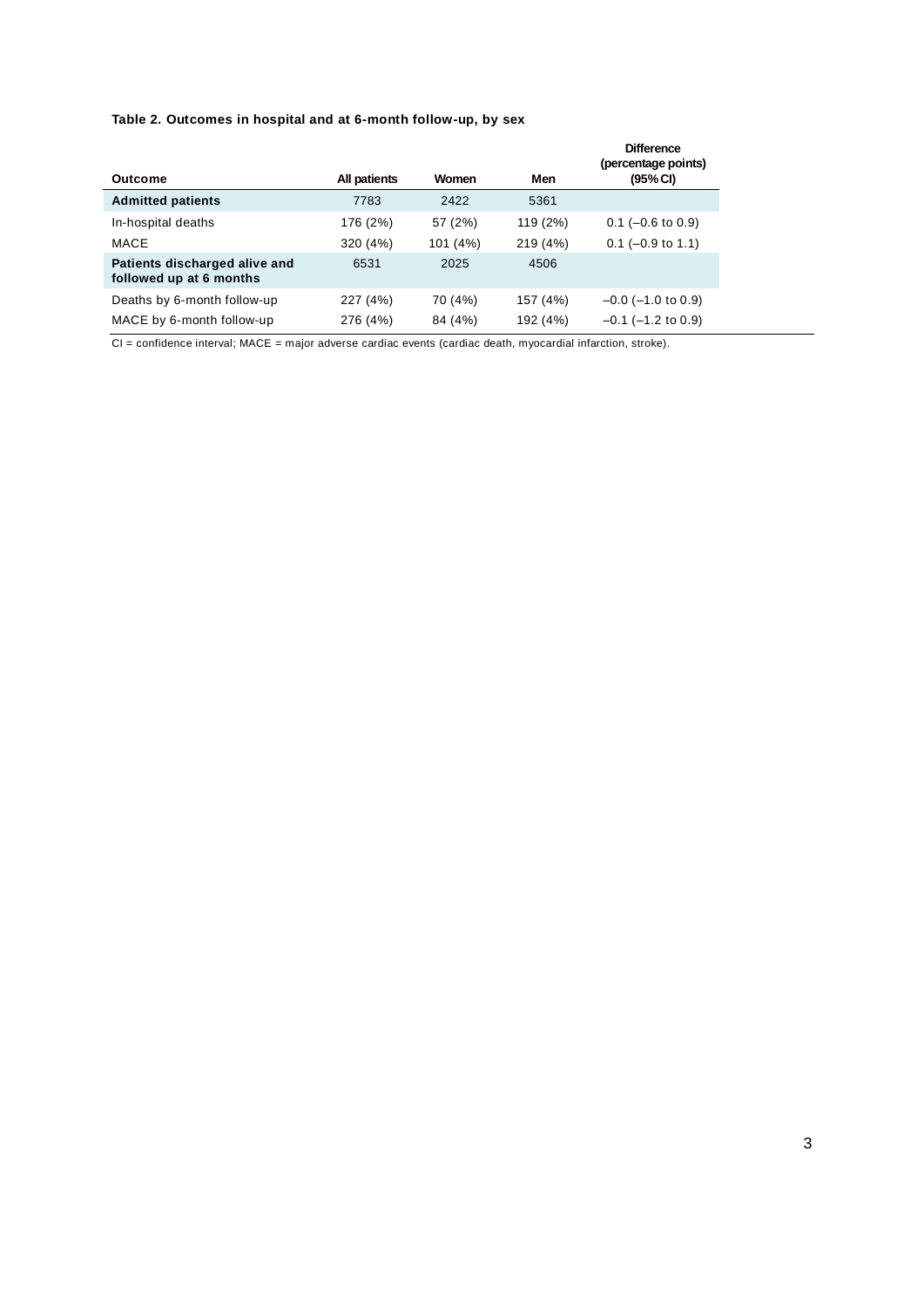**Table 2. Outcomes in hospital and at 6-month follow-up, by sex**

| Outcome | All patients | Women | Men | Difference (percentage points) (95% CI) |
|---|---|---|---|---|
| **Admitted patients** | 7783 | 2422 | 5361 | |
| In-hospital deaths | 176 (2%) | 57 (2%) | 119 (2%) | 0.1 (−0.6 to 0.9) |
| MACE | 320 (4%) | 101 (4%) | 219 (4%) | 0.1 (−0.9 to 1.1) |
| **Patients discharged alive and followed up at 6 months** | 6531 | 2025 | 4506 | |
| Deaths by 6-month follow-up | 227 (4%) | 70 (4%) | 157 (4%) | −0.0 (−1.0 to 0.9) |
| MACE by 6-month follow-up | 276 (4%) | 84 (4%) | 192 (4%) | −0.1 (−1.2 to 0.9) |

CI = confidence interval; MACE = major adverse cardiac events (cardiac death, myocardial infarction, stroke).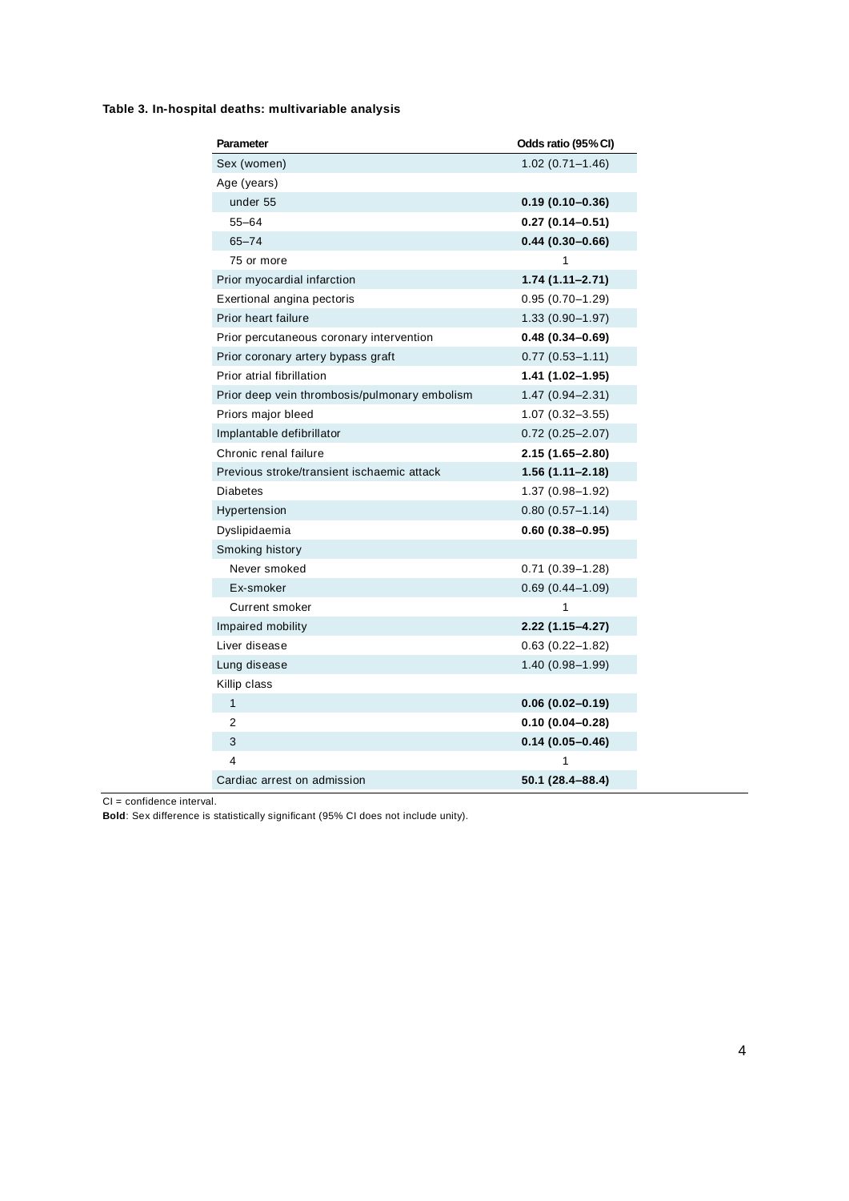**Table 3. In-hospital deaths: multivariable analysis**

| Parameter | Odds ratio (95% CI) |
|---|---|
| Sex (women) | 1.02 (0.71–1.46) |
| Age (years) | |
| under 55 | **0.19 (0.10–0.36)** |
| 55–64 | **0.27 (0.14–0.51)** |
| 65–74 | **0.44 (0.30–0.66)** |
| 75 or more | 1 |
| Prior myocardial infarction | **1.74 (1.11–2.71)** |
| Exertional angina pectoris | 0.95 (0.70–1.29) |
| Prior heart failure | 1.33 (0.90–1.97) |
| Prior percutaneous coronary intervention | **0.48 (0.34–0.69)** |
| Prior coronary artery bypass graft | 0.77 (0.53–1.11) |
| Prior atrial fibrillation | **1.41 (1.02–1.95)** |
| Prior deep vein thrombosis/pulmonary embolism | 1.47 (0.94–2.31) |
| Priors major bleed | 1.07 (0.32–3.55) |
| Implantable defibrillator | 0.72 (0.25–2.07) |
| Chronic renal failure | **2.15 (1.65–2.80)** |
| Previous stroke/transient ischaemic attack | **1.56 (1.11–2.18)** |
| Diabetes | 1.37 (0.98–1.92) |
| Hypertension | 0.80 (0.57–1.14) |
| Dyslipidaemia | **0.60 (0.38–0.95)** |
| Smoking history | |
| Never smoked | 0.71 (0.39–1.28) |
| Ex-smoker | 0.69 (0.44–1.09) |
| Current smoker | 1 |
| Impaired mobility | **2.22 (1.15–4.27)** |
| Liver disease | 0.63 (0.22–1.82) |
| Lung disease | 1.40 (0.98–1.99) |
| Killip class | |
| 1 | **0.06 (0.02–0.19)** |
| 2 | **0.10 (0.04–0.28)** |
| 3 | **0.14 (0.05–0.46)** |
| 4 | 1 |
| Cardiac arrest on admission | **50.1 (28.4–88.4)** |

CI = confidence interval.

**Bold**: Sex difference is statistically significant (95% CI does not include unity).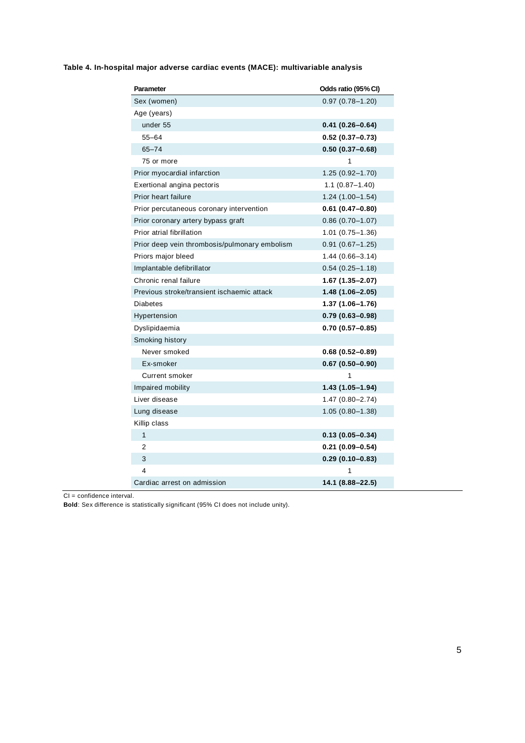**Table 4. In-hospital major adverse cardiac events (MACE): multivariable analysis**

| Parameter | Odds ratio (95% CI) |
|---|---|
| Sex (women) | 0.97 (0.78–1.20) |
| Age (years) | |
| under 55 | **0.41 (0.26–0.64)** |
| 55–64 | **0.52 (0.37–0.73)** |
| 65–74 | **0.50 (0.37–0.68)** |
| 75 or more | 1 |
| Prior myocardial infarction | 1.25 (0.92–1.70) |
| Exertional angina pectoris | 1.1 (0.87–1.40) |
| Prior heart failure | 1.24 (1.00–1.54) |
| Prior percutaneous coronary intervention | **0.61 (0.47–0.80)** |
| Prior coronary artery bypass graft | 0.86 (0.70–1.07) |
| Prior atrial fibrillation | 1.01 (0.75–1.36) |
| Prior deep vein thrombosis/pulmonary embolism | 0.91 (0.67–1.25) |
| Priors major bleed | 1.44 (0.66–3.14) |
| Implantable defibrillator | 0.54 (0.25–1.18) |
| Chronic renal failure | **1.67 (1.35–2.07)** |
| Previous stroke/transient ischaemic attack | **1.48 (1.06–2.05)** |
| Diabetes | **1.37 (1.06–1.76)** |
| Hypertension | **0.79 (0.63–0.98)** |
| Dyslipidaemia | **0.70 (0.57–0.85)** |
| Smoking history | |
| Never smoked | **0.68 (0.52–0.89)** |
| Ex-smoker | **0.67 (0.50–0.90)** |
| Current smoker | 1 |
| Impaired mobility | **1.43 (1.05–1.94)** |
| Liver disease | 1.47 (0.80–2.74) |
| Lung disease | 1.05 (0.80–1.38) |
| Killip class | |
| 1 | **0.13 (0.05–0.34)** |
| 2 | **0.21 (0.09–0.54)** |
| 3 | **0.29 (0.10–0.83)** |
| 4 | 1 |
| Cardiac arrest on admission | **14.1 (8.88–22.5)** |

CI = confidence interval.
**Bold**: Sex difference is statistically significant (95% CI does not include unity).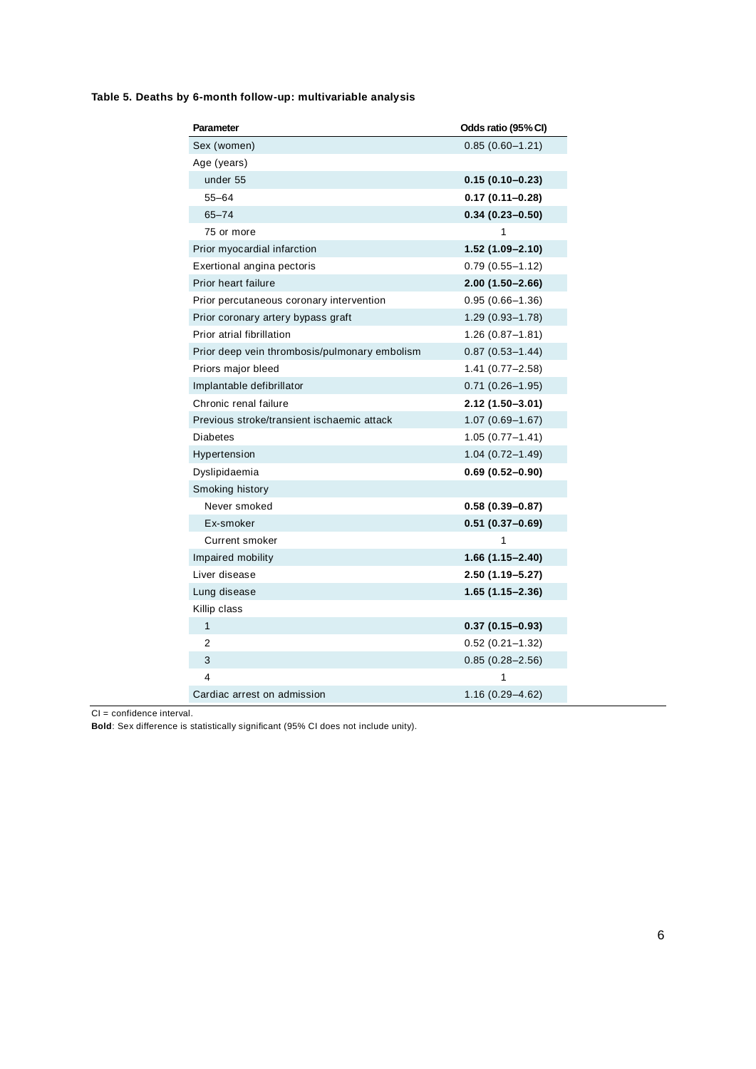**Table 5. Deaths by 6-month follow-up: multivariable analysis**

| Parameter | Odds ratio (95% CI) |
|---|---|
| Sex (women) | 0.85 (0.60–1.21) |
| Age (years) | |
| under 55 | **0.15 (0.10–0.23)** |
| 55–64 | **0.17 (0.11–0.28)** |
| 65–74 | **0.34 (0.23–0.50)** |
| 75 or more | 1 |
| Prior myocardial infarction | **1.52 (1.09–2.10)** |
| Exertional angina pectoris | 0.79 (0.55–1.12) |
| Prior heart failure | **2.00 (1.50–2.66)** |
| Prior percutaneous coronary intervention | 0.95 (0.66–1.36) |
| Prior coronary artery bypass graft | 1.29 (0.93–1.78) |
| Prior atrial fibrillation | 1.26 (0.87–1.81) |
| Prior deep vein thrombosis/pulmonary embolism | 0.87 (0.53–1.44) |
| Priors major bleed | 1.41 (0.77–2.58) |
| Implantable defibrillator | 0.71 (0.26–1.95) |
| Chronic renal failure | **2.12 (1.50–3.01)** |
| Previous stroke/transient ischaemic attack | 1.07 (0.69–1.67) |
| Diabetes | 1.05 (0.77–1.41) |
| Hypertension | 1.04 (0.72–1.49) |
| Dyslipidaemia | **0.69 (0.52–0.90)** |
| Smoking history | |
| Never smoked | **0.58 (0.39–0.87)** |
| Ex-smoker | **0.51 (0.37–0.69)** |
| Current smoker | 1 |
| Impaired mobility | **1.66 (1.15–2.40)** |
| Liver disease | **2.50 (1.19–5.27)** |
| Lung disease | **1.65 (1.15–2.36)** |
| Killip class | |
| 1 | **0.37 (0.15–0.93)** |
| 2 | 0.52 (0.21–1.32) |
| 3 | 0.85 (0.28–2.56) |
| 4 | 1 |
| Cardiac arrest on admission | 1.16 (0.29–4.62) |

CI = confidence interval.

**Bold**: Sex difference is statistically significant (95% CI does not include unity).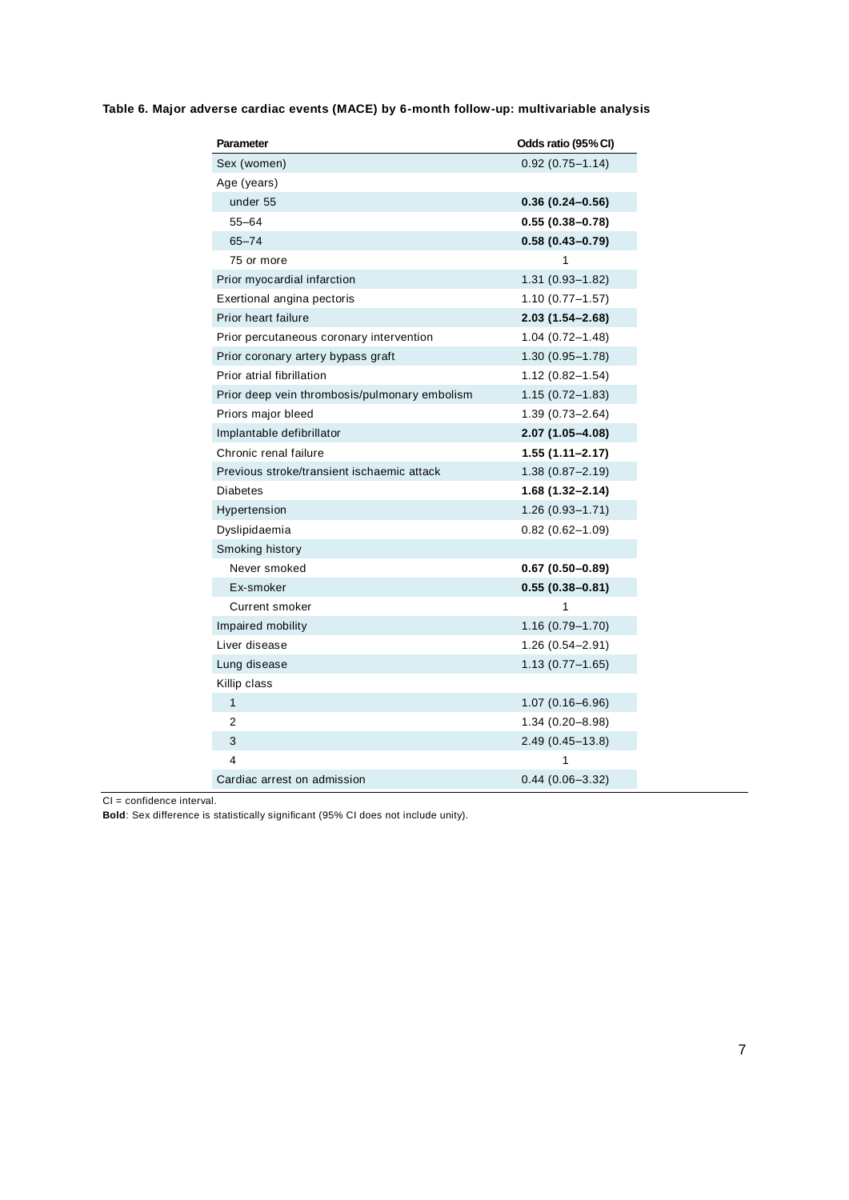**Table 6. Major adverse cardiac events (MACE) by 6-month follow-up: multivariable analysis**

| Parameter | Odds ratio (95% CI) |
|---|---|
| Sex (women) | 0.92 (0.75–1.14) |
| Age (years) | |
| under 55 | **0.36 (0.24–0.56)** |
| 55–64 | **0.55 (0.38–0.78)** |
| 65–74 | **0.58 (0.43–0.79)** |
| 75 or more | 1 |
| Prior myocardial infarction | 1.31 (0.93–1.82) |
| Exertional angina pectoris | 1.10 (0.77–1.57) |
| Prior heart failure | **2.03 (1.54–2.68)** |
| Prior percutaneous coronary intervention | 1.04 (0.72–1.48) |
| Prior coronary artery bypass graft | 1.30 (0.95–1.78) |
| Prior atrial fibrillation | 1.12 (0.82–1.54) |
| Prior deep vein thrombosis/pulmonary embolism | 1.15 (0.72–1.83) |
| Priors major bleed | 1.39 (0.73–2.64) |
| Implantable defibrillator | **2.07 (1.05–4.08)** |
| Chronic renal failure | **1.55 (1.11–2.17)** |
| Previous stroke/transient ischaemic attack | 1.38 (0.87–2.19) |
| Diabetes | **1.68 (1.32–2.14)** |
| Hypertension | 1.26 (0.93–1.71) |
| Dyslipidaemia | 0.82 (0.62–1.09) |
| Smoking history | |
| Never smoked | **0.67 (0.50–0.89)** |
| Ex-smoker | **0.55 (0.38–0.81)** |
| Current smoker | 1 |
| Impaired mobility | 1.16 (0.79–1.70) |
| Liver disease | 1.26 (0.54–2.91) |
| Lung disease | 1.13 (0.77–1.65) |
| Killip class | |
| 1 | 1.07 (0.16–6.96) |
| 2 | 1.34 (0.20–8.98) |
| 3 | 2.49 (0.45–13.8) |
| 4 | 1 |
| Cardiac arrest on admission | 0.44 (0.06–3.32) |

CI = confidence interval.

**Bold**: Sex difference is statistically significant (95% CI does not include unity).